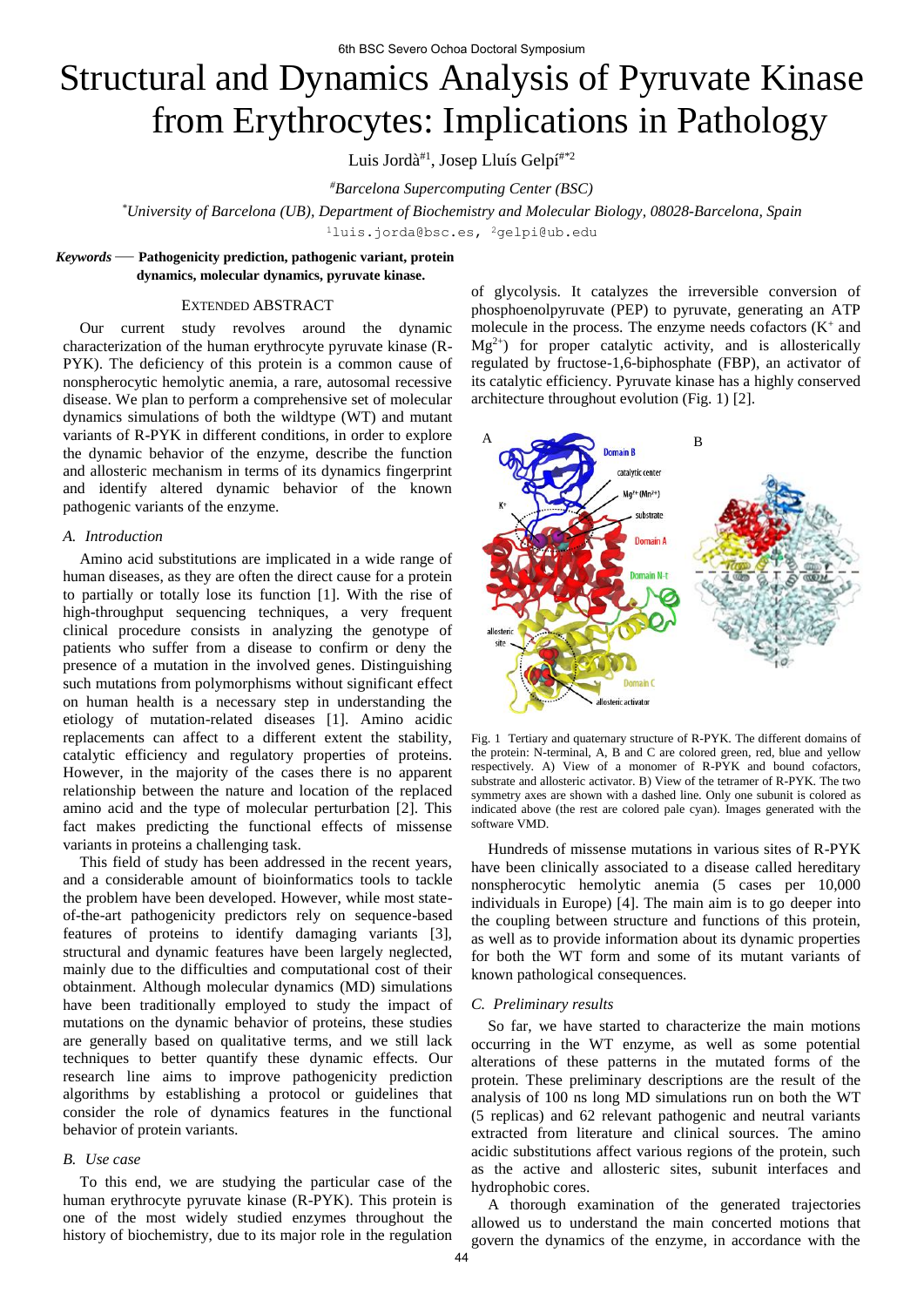# Structural and Dynamics Analysis of Pyruvate Kinase from Erythrocytes: Implications in Pathology

Luis Jordà[#1], Josep Lluís Gelpí[#*2]

[#]*Barcelona Supercomputing Center (BSC)*

[*]*University of Barcelona (UB), Department of Biochemistry and Molecular Biology, 08028-Barcelona, Spain*

[1]luis.jorda@bsc.es, [2]gelpi@ub.edu

***Keywords*** — **Pathogenicity prediction, pathogenic variant, protein dynamics, molecular dynamics, pyruvate kinase.**

## EXTENDED ABSTRACT

Our current study revolves around the dynamic characterization of the human erythrocyte pyruvate kinase (R-PYK). The deficiency of this protein is a common cause of nonspherocytic hemolytic anemia, a rare, autosomal recessive disease. We plan to perform a comprehensive set of molecular dynamics simulations of both the wildtype (WT) and mutant variants of R-PYK in different conditions, in order to explore the dynamic behavior of the enzyme, describe the function and allosteric mechanism in terms of its dynamics fingerprint and identify altered dynamic behavior of the known pathogenic variants of the enzyme.

### *A. Introduction*

Amino acid substitutions are implicated in a wide range of human diseases, as they are often the direct cause for a protein to partially or totally lose its function [1]. With the rise of high-throughput sequencing techniques, a very frequent clinical procedure consists in analyzing the genotype of patients who suffer from a disease to confirm or deny the presence of a mutation in the involved genes. Distinguishing such mutations from polymorphisms without significant effect on human health is a necessary step in understanding the etiology of mutation-related diseases [1]. Amino acidic replacements can affect to a different extent the stability, catalytic efficiency and regulatory properties of proteins. However, in the majority of the cases there is no apparent relationship between the nature and location of the replaced amino acid and the type of molecular perturbation [2]. This fact makes predicting the functional effects of missense variants in proteins a challenging task.

This field of study has been addressed in the recent years, and a considerable amount of bioinformatics tools to tackle the problem have been developed. However, while most state-of-the-art pathogenicity predictors rely on sequence-based features of proteins to identify damaging variants [3], structural and dynamic features have been largely neglected, mainly due to the difficulties and computational cost of their obtainment. Although molecular dynamics (MD) simulations have been traditionally employed to study the impact of mutations on the dynamic behavior of proteins, these studies are generally based on qualitative terms, and we still lack techniques to better quantify these dynamic effects. Our research line aims to improve pathogenicity prediction algorithms by establishing a protocol or guidelines that consider the role of dynamics features in the functional behavior of protein variants.

### *B. Use case*

To this end, we are studying the particular case of the human erythrocyte pyruvate kinase (R-PYK). This protein is one of the most widely studied enzymes throughout the history of biochemistry, due to its major role in the regulation of glycolysis. It catalyzes the irreversible conversion of phosphoenolpyruvate (PEP) to pyruvate, generating an ATP molecule in the process. The enzyme needs cofactors ($K^+$ and $Mg^{2+}$) for proper catalytic activity, and is allosterically regulated by fructose-1,6-biphosphate (FBP), an activator of its catalytic efficiency. Pyruvate kinase has a highly conserved architecture throughout evolution (Fig. 1) [2].

Fig. 1 Tertiary and quaternary structure of R-PYK. The different domains of the protein: N-terminal, A, B and C are colored green, red, blue and yellow respectively. A) View of a monomer of R-PYK and bound cofactors, substrate and allosteric activator. B) View of the tetramer of R-PYK. The two symmetry axes are shown with a dashed line. Only one subunit is colored as indicated above (the rest are colored pale cyan). Images generated with the software VMD.

Hundreds of missense mutations in various sites of R-PYK have been clinically associated to a disease called hereditary nonspherocytic hemolytic anemia (5 cases per 10,000 individuals in Europe) [4]. The main aim is to go deeper into the coupling between structure and functions of this protein, as well as to provide information about its dynamic properties for both the WT form and some of its mutant variants of known pathological consequences.

### *C. Preliminary results*

So far, we have started to characterize the main motions occurring in the WT enzyme, as well as some potential alterations of these patterns in the mutated forms of the protein. These preliminary descriptions are the result of the analysis of 100 ns long MD simulations run on both the WT (5 replicas) and 62 relevant pathogenic and neutral variants extracted from literature and clinical sources. The amino acidic substitutions affect various regions of the protein, such as the active and allosteric sites, subunit interfaces and hydrophobic cores.

A thorough examination of the generated trajectories allowed us to understand the main concerted motions that govern the dynamics of the enzyme, in accordance with the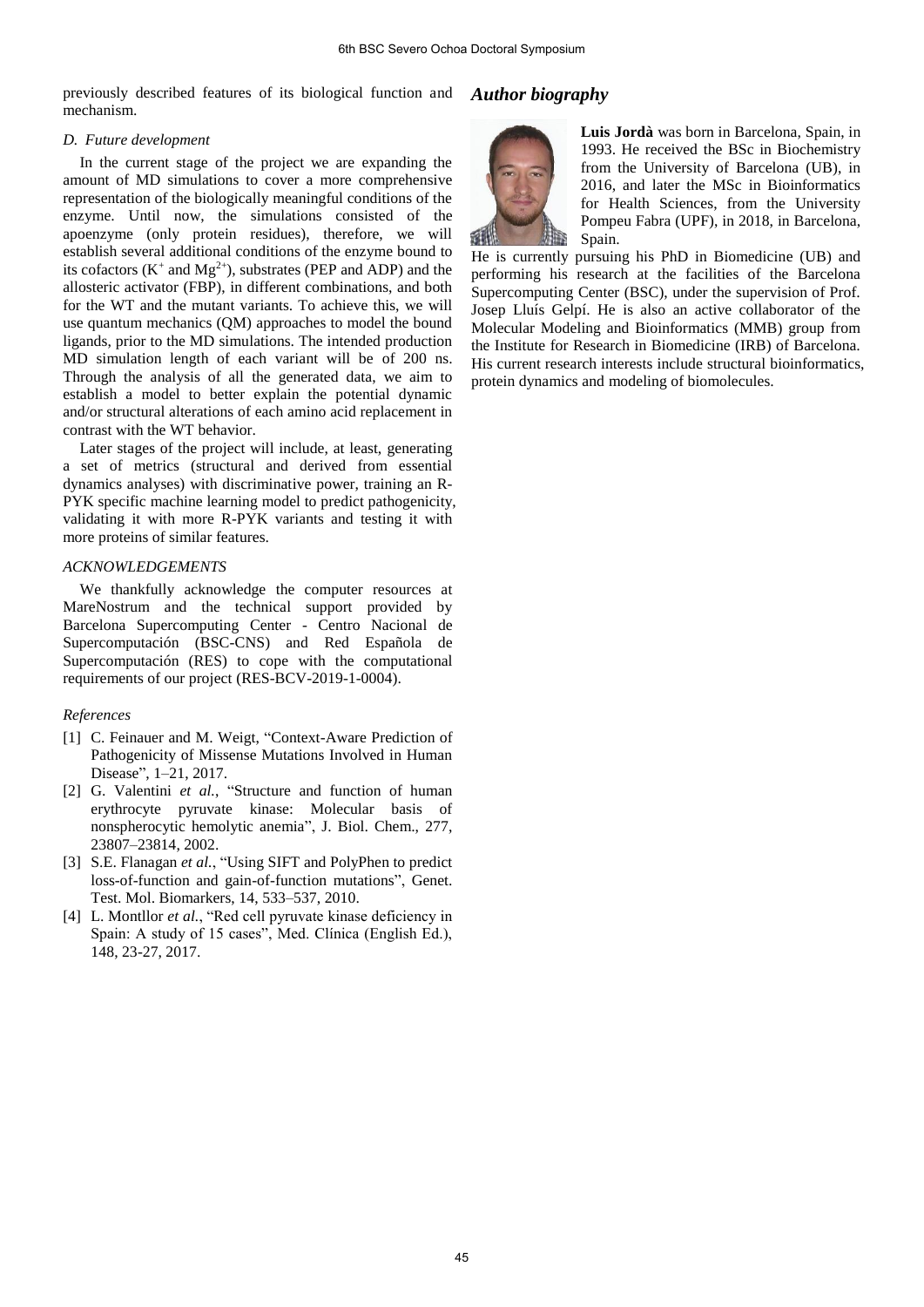previously described features of its biological function and mechanism.

### D. Future development

In the current stage of the project we are expanding the amount of MD simulations to cover a more comprehensive representation of the biologically meaningful conditions of the enzyme. Until now, the simulations consisted of the apoenzyme (only protein residues), therefore, we will establish several additional conditions of the enzyme bound to its cofactors ($K^+$ and $Mg^{2+}$), substrates (PEP and ADP) and the allosteric activator (FBP), in different combinations, and both for the WT and the mutant variants. To achieve this, we will use quantum mechanics (QM) approaches to model the bound ligands, prior to the MD simulations. The intended production MD simulation length of each variant will be of 200 ns. Through the analysis of all the generated data, we aim to establish a model to better explain the potential dynamic and/or structural alterations of each amino acid replacement in contrast with the WT behavior.

Later stages of the project will include, at least, generating a set of metrics (structural and derived from essential dynamics analyses) with discriminative power, training an R-PYK specific machine learning model to predict pathogenicity, validating it with more R-PYK variants and testing it with more proteins of similar features.

### ACKNOWLEDGEMENTS

We thankfully acknowledge the computer resources at MareNostrum and the technical support provided by Barcelona Supercomputing Center - Centro Nacional de Supercomputación (BSC-CNS) and Red Española de Supercomputación (RES) to cope with the computational requirements of our project (RES-BCV-2019-1-0004).

### References

- [1] C. Feinauer and M. Weigt, "Context-Aware Prediction of Pathogenicity of Missense Mutations Involved in Human Disease", 1–21, 2017.
- [2] G. Valentini *et al.*, "Structure and function of human erythrocyte pyruvate kinase: Molecular basis of nonspherocytic hemolytic anemia", J. Biol. Chem., 277, 23807–23814, 2002.
- [3] S.E. Flanagan *et al.*, "Using SIFT and PolyPhen to predict loss-of-function and gain-of-function mutations", Genet. Test. Mol. Biomarkers, 14, 533–537, 2010.
- [4] L. Montllor *et al.*, "Red cell pyruvate kinase deficiency in Spain: A study of 15 cases", Med. Clínica (English Ed.), 148, 23-27, 2017.

## *Author biography*

**Luis Jordà** was born in Barcelona, Spain, in 1993. He received the BSc in Biochemistry from the University of Barcelona (UB), in 2016, and later the MSc in Bioinformatics for Health Sciences, from the University Pompeu Fabra (UPF), in 2018, in Barcelona, Spain.

He is currently pursuing his PhD in Biomedicine (UB) and performing his research at the facilities of the Barcelona Supercomputing Center (BSC), under the supervision of Prof. Josep Lluís Gelpí. He is also an active collaborator of the Molecular Modeling and Bioinformatics (MMB) group from the Institute for Research in Biomedicine (IRB) of Barcelona. His current research interests include structural bioinformatics, protein dynamics and modeling of biomolecules.